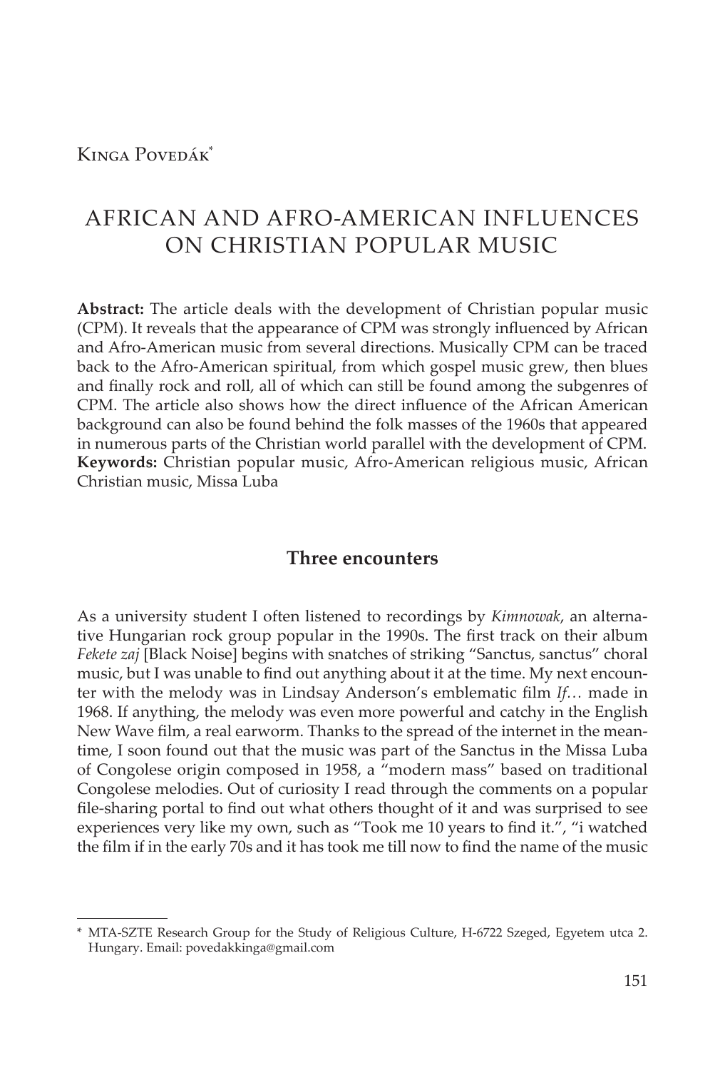Kinga Povedák[*]

# AFRICAN AND AFRO-AMERICAN INFLUENCES ON CHRISTIAN POPULAR MUSIC

**Abstract:** The article deals with the development of Christian popular music (CPM). It reveals that the appearance of CPM was strongly influenced by African and Afro-American music from several directions. Musically CPM can be traced back to the Afro-American spiritual, from which gospel music grew, then blues and finally rock and roll, all of which can still be found among the subgenres of CPM. The article also shows how the direct influence of the African American background can also be found behind the folk masses of the 1960s that appeared in numerous parts of the Christian world parallel with the development of CPM.
**Keywords:** Christian popular music, Afro-American religious music, African Christian music, Missa Luba

## Three encounters

As a university student I often listened to recordings by *Kimnowak*, an alternative Hungarian rock group popular in the 1990s. The first track on their album *Fekete zaj* [Black Noise] begins with snatches of striking "Sanctus, sanctus" choral music, but I was unable to find out anything about it at the time. My next encounter with the melody was in Lindsay Anderson's emblematic film *If…* made in 1968. If anything, the melody was even more powerful and catchy in the English New Wave film, a real earworm. Thanks to the spread of the internet in the meantime, I soon found out that the music was part of the Sanctus in the Missa Luba of Congolese origin composed in 1958, a "modern mass" based on traditional Congolese melodies. Out of curiosity I read through the comments on a popular file-sharing portal to find out what others thought of it and was surprised to see experiences very like my own, such as "Took me 10 years to find it.", "i watched the film if in the early 70s and it has took me till now to find the name of the music

---

[*] MTA-SZTE Research Group for the Study of Religious Culture, H-6722 Szeged, Egyetem utca 2. Hungary. Email: povedakkinga@gmail.com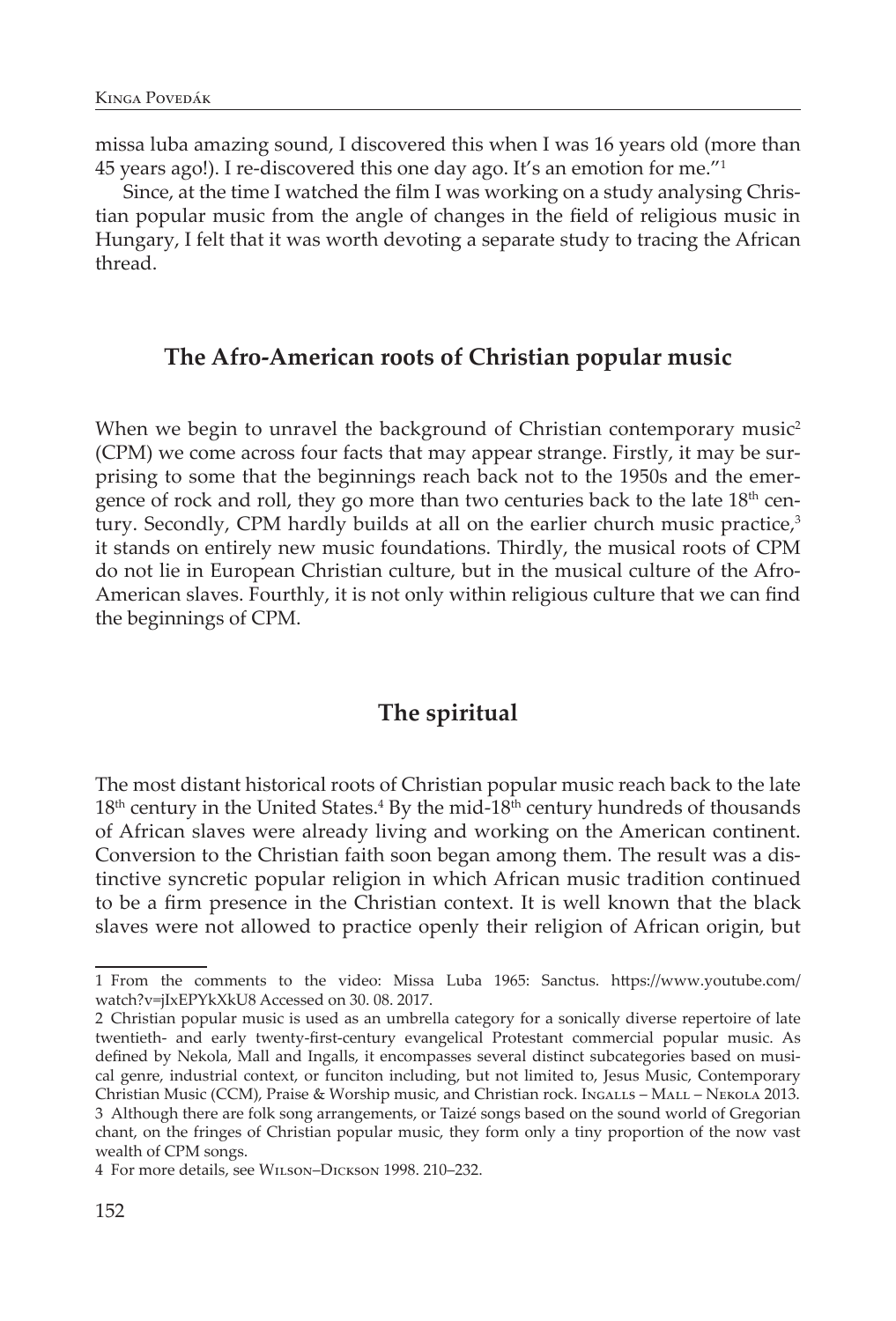missa luba amazing sound, I discovered this when I was 16 years old (more than 45 years ago!). I re-discovered this one day ago. It's an emotion for me."[1]

Since, at the time I watched the film I was working on a study analysing Christian popular music from the angle of changes in the field of religious music in Hungary, I felt that it was worth devoting a separate study to tracing the African thread.

## The Afro-American roots of Christian popular music

When we begin to unravel the background of Christian contemporary music[2] (CPM) we come across four facts that may appear strange. Firstly, it may be surprising to some that the beginnings reach back not to the 1950s and the emergence of rock and roll, they go more than two centuries back to the late 18th century. Secondly, CPM hardly builds at all on the earlier church music practice,[3] it stands on entirely new music foundations. Thirdly, the musical roots of CPM do not lie in European Christian culture, but in the musical culture of the Afro-American slaves. Fourthly, it is not only within religious culture that we can find the beginnings of CPM.

## The spiritual

The most distant historical roots of Christian popular music reach back to the late 18th century in the United States.[4] By the mid-18th century hundreds of thousands of African slaves were already living and working on the American continent. Conversion to the Christian faith soon began among them. The result was a distinctive syncretic popular religion in which African music tradition continued to be a firm presence in the Christian context. It is well known that the black slaves were not allowed to practice openly their religion of African origin, but

---

1 From the comments to the video: Missa Luba 1965: Sanctus. https://www.youtube.com/watch?v=jIxEPYkXkU8 Accessed on 30. 08. 2017.

2 Christian popular music is used as an umbrella category for a sonically diverse repertoire of late twentieth- and early twenty-first-century evangelical Protestant commercial popular music. As defined by Nekola, Mall and Ingalls, it encompasses several distinct subcategories based on musical genre, industrial context, or funciton including, but not limited to, Jesus Music, Contemporary Christian Music (CCM), Praise & Worship music, and Christian rock. Ingalls – Mall – Nekola 2013.

3 Although there are folk song arrangements, or Taizé songs based on the sound world of Gregorian chant, on the fringes of Christian popular music, they form only a tiny proportion of the now vast wealth of CPM songs.

4 For more details, see Wilson–Dickson 1998. 210–232.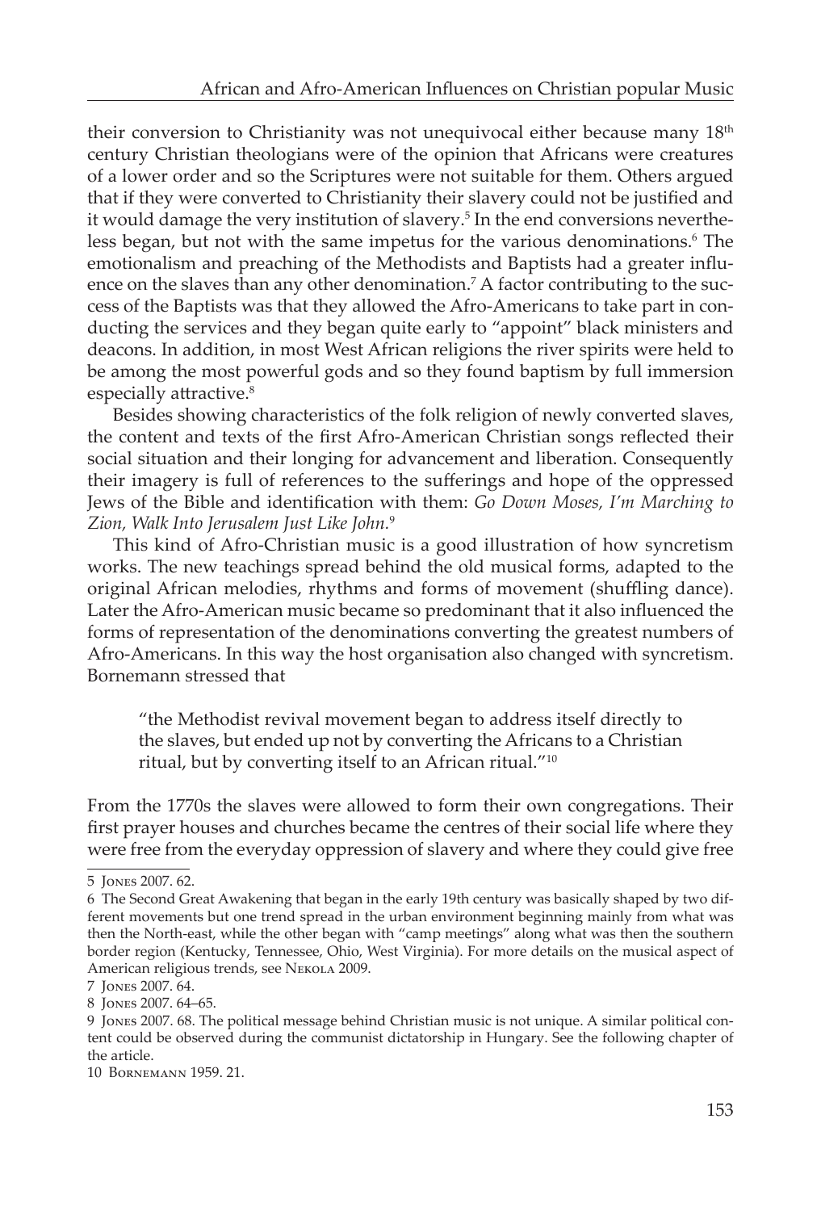their conversion to Christianity was not unequivocal either because many 18th century Christian theologians were of the opinion that Africans were creatures of a lower order and so the Scriptures were not suitable for them. Others argued that if they were converted to Christianity their slavery could not be justified and it would damage the very institution of slavery.[5] In the end conversions nevertheless began, but not with the same impetus for the various denominations.[6] The emotionalism and preaching of the Methodists and Baptists had a greater influence on the slaves than any other denomination.[7] A factor contributing to the success of the Baptists was that they allowed the Afro-Americans to take part in conducting the services and they began quite early to "appoint" black ministers and deacons. In addition, in most West African religions the river spirits were held to be among the most powerful gods and so they found baptism by full immersion especially attractive.[8]

Besides showing characteristics of the folk religion of newly converted slaves, the content and texts of the first Afro-American Christian songs reflected their social situation and their longing for advancement and liberation. Consequently their imagery is full of references to the sufferings and hope of the oppressed Jews of the Bible and identification with them: *Go Down Moses, I'm Marching to Zion, Walk Into Jerusalem Just Like John.*[9]

This kind of Afro-Christian music is a good illustration of how syncretism works. The new teachings spread behind the old musical forms, adapted to the original African melodies, rhythms and forms of movement (shuffling dance). Later the Afro-American music became so predominant that it also influenced the forms of representation of the denominations converting the greatest numbers of Afro-Americans. In this way the host organisation also changed with syncretism. Bornemann stressed that

> "the Methodist revival movement began to address itself directly to the slaves, but ended up not by converting the Africans to a Christian ritual, but by converting itself to an African ritual."[10]

From the 1770s the slaves were allowed to form their own congregations. Their first prayer houses and churches became the centres of their social life where they were free from the everyday oppression of slavery and where they could give free

---

5 Jones 2007. 62.

6 The Second Great Awakening that began in the early 19th century was basically shaped by two different movements but one trend spread in the urban environment beginning mainly from what was then the North-east, while the other began with "camp meetings" along what was then the southern border region (Kentucky, Tennessee, Ohio, West Virginia). For more details on the musical aspect of American religious trends, see Nekola 2009.

7 Jones 2007. 64.

8 Jones 2007. 64–65.

9 Jones 2007. 68. The political message behind Christian music is not unique. A similar political content could be observed during the communist dictatorship in Hungary. See the following chapter of the article.

10 Bornemann 1959. 21.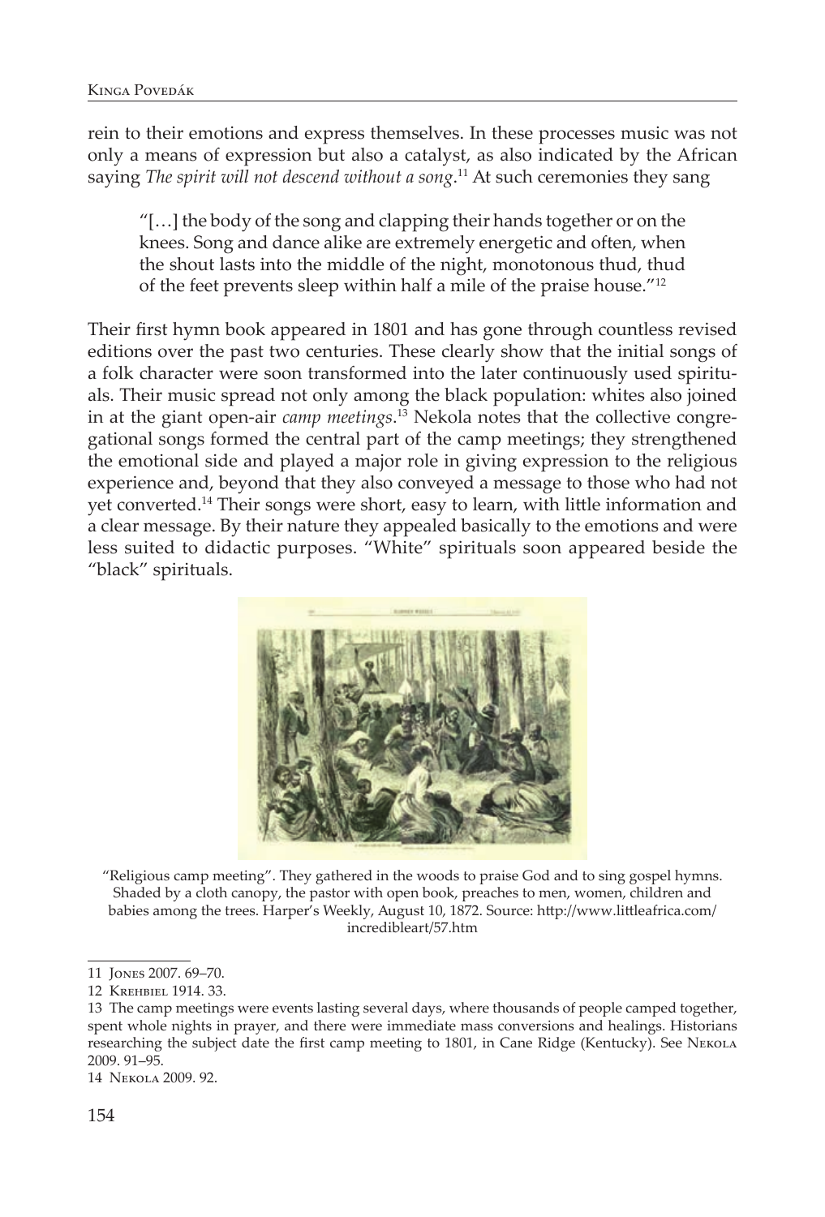rein to their emotions and express themselves. In these processes music was not only a means of expression but also a catalyst, as also indicated by the African saying *The spirit will not descend without a song*.[11] At such ceremonies they sang

> "[…] the body of the song and clapping their hands together or on the knees. Song and dance alike are extremely energetic and often, when the shout lasts into the middle of the night, monotonous thud, thud of the feet prevents sleep within half a mile of the praise house."[12]

Their first hymn book appeared in 1801 and has gone through countless revised editions over the past two centuries. These clearly show that the initial songs of a folk character were soon transformed into the later continuously used spirituals. Their music spread not only among the black population: whites also joined in at the giant open-air *camp meetings*.[13] Nekola notes that the collective congregational songs formed the central part of the camp meetings; they strengthened the emotional side and played a major role in giving expression to the religious experience and, beyond that they also conveyed a message to those who had not yet converted.[14] Their songs were short, easy to learn, with little information and a clear message. By their nature they appealed basically to the emotions and were less suited to didactic purposes. "White" spirituals soon appeared beside the "black" spirituals.

"Religious camp meeting". They gathered in the woods to praise God and to sing gospel hymns. Shaded by a cloth canopy, the pastor with open book, preaches to men, women, children and babies among the trees. Harper's Weekly, August 10, 1872. Source: http://www.littleafrica.com/incredibleart/57.htm

---

11 Jones 2007. 69–70.

12 Krehbiel 1914. 33.

13 The camp meetings were events lasting several days, where thousands of people camped together, spent whole nights in prayer, and there were immediate mass conversions and healings. Historians researching the subject date the first camp meeting to 1801, in Cane Ridge (Kentucky). See Nekola 2009. 91–95.

14 Nekola 2009. 92.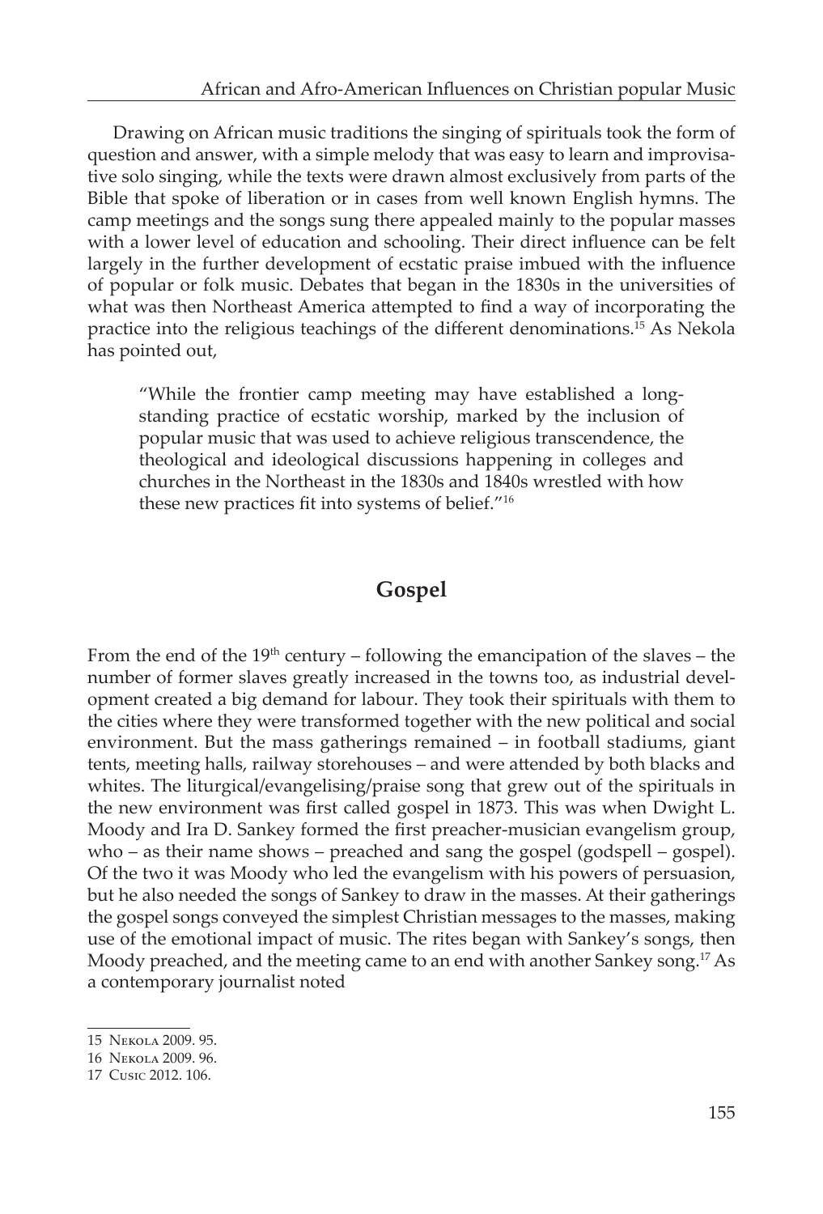Drawing on African music traditions the singing of spirituals took the form of question and answer, with a simple melody that was easy to learn and improvisative solo singing, while the texts were drawn almost exclusively from parts of the Bible that spoke of liberation or in cases from well known English hymns. The camp meetings and the songs sung there appealed mainly to the popular masses with a lower level of education and schooling. Their direct influence can be felt largely in the further development of ecstatic praise imbued with the influence of popular or folk music. Debates that began in the 1830s in the universities of what was then Northeast America attempted to find a way of incorporating the practice into the religious teachings of the different denominations.[15] As Nekola has pointed out,

> "While the frontier camp meeting may have established a long-standing practice of ecstatic worship, marked by the inclusion of popular music that was used to achieve religious transcendence, the theological and ideological discussions happening in colleges and churches in the Northeast in the 1830s and 1840s wrestled with how these new practices fit into systems of belief."[16]

## Gospel

From the end of the 19th century – following the emancipation of the slaves – the number of former slaves greatly increased in the towns too, as industrial development created a big demand for labour. They took their spirituals with them to the cities where they were transformed together with the new political and social environment. But the mass gatherings remained – in football stadiums, giant tents, meeting halls, railway storehouses – and were attended by both blacks and whites. The liturgical/evangelising/praise song that grew out of the spirituals in the new environment was first called gospel in 1873. This was when Dwight L. Moody and Ira D. Sankey formed the first preacher-musician evangelism group, who – as their name shows – preached and sang the gospel (godspell – gospel). Of the two it was Moody who led the evangelism with his powers of persuasion, but he also needed the songs of Sankey to draw in the masses. At their gatherings the gospel songs conveyed the simplest Christian messages to the masses, making use of the emotional impact of music. The rites began with Sankey's songs, then Moody preached, and the meeting came to an end with another Sankey song.[17] As a contemporary journalist noted

---

15 Nekola 2009. 95.

16 Nekola 2009. 96.

17 Cusic 2012. 106.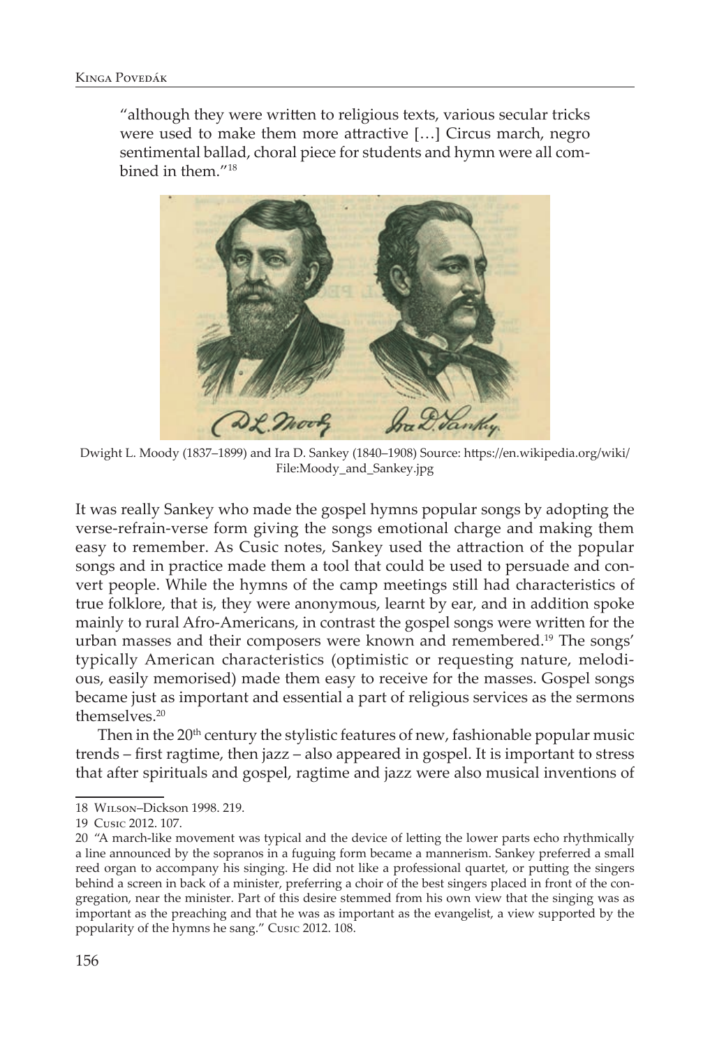"although they were written to religious texts, various secular tricks were used to make them more attractive […] Circus march, negro sentimental ballad, choral piece for students and hymn were all combined in them."[18]

Dwight L. Moody (1837–1899) and Ira D. Sankey (1840–1908) Source: https://en.wikipedia.org/wiki/File:Moody_and_Sankey.jpg

It was really Sankey who made the gospel hymns popular songs by adopting the verse-refrain-verse form giving the songs emotional charge and making them easy to remember. As Cusic notes, Sankey used the attraction of the popular songs and in practice made them a tool that could be used to persuade and convert people. While the hymns of the camp meetings still had characteristics of true folklore, that is, they were anonymous, learnt by ear, and in addition spoke mainly to rural Afro-Americans, in contrast the gospel songs were written for the urban masses and their composers were known and remembered.[19] The songs' typically American characteristics (optimistic or requesting nature, melodious, easily memorised) made them easy to receive for the masses. Gospel songs became just as important and essential a part of religious services as the sermons themselves.[20]

Then in the 20th century the stylistic features of new, fashionable popular music trends – first ragtime, then jazz – also appeared in gospel. It is important to stress that after spirituals and gospel, ragtime and jazz were also musical inventions of

18 Wilson–Dickson 1998. 219.

19 Cusic 2012. 107.

20 "A march-like movement was typical and the device of letting the lower parts echo rhythmically a line announced by the sopranos in a fuguing form became a mannerism. Sankey preferred a small reed organ to accompany his singing. He did not like a professional quartet, or putting the singers behind a screen in back of a minister, preferring a choir of the best singers placed in front of the congregation, near the minister. Part of this desire stemmed from his own view that the singing was as important as the preaching and that he was as important as the evangelist, a view supported by the popularity of the hymns he sang." Cusic 2012. 108.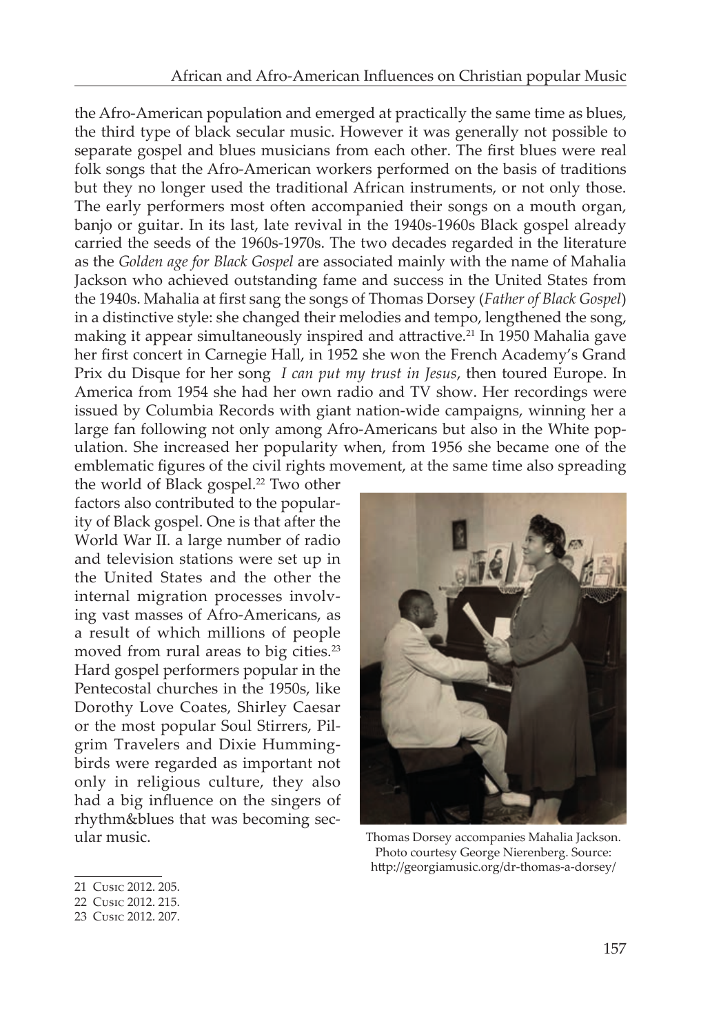the Afro-American population and emerged at practically the same time as blues, the third type of black secular music. However it was generally not possible to separate gospel and blues musicians from each other. The first blues were real folk songs that the Afro-American workers performed on the basis of traditions but they no longer used the traditional African instruments, or not only those. The early performers most often accompanied their songs on a mouth organ, banjo or guitar. In its last, late revival in the 1940s-1960s Black gospel already carried the seeds of the 1960s-1970s. The two decades regarded in the literature as the *Golden age for Black Gospel* are associated mainly with the name of Mahalia Jackson who achieved outstanding fame and success in the United States from the 1940s. Mahalia at first sang the songs of Thomas Dorsey (*Father of Black Gospel*) in a distinctive style: she changed their melodies and tempo, lengthened the song, making it appear simultaneously inspired and attractive.[21] In 1950 Mahalia gave her first concert in Carnegie Hall, in 1952 she won the French Academy's Grand Prix du Disque for her song *I can put my trust in Jesus*, then toured Europe. In America from 1954 she had her own radio and TV show. Her recordings were issued by Columbia Records with giant nation-wide campaigns, winning her a large fan following not only among Afro-Americans but also in the White population. She increased her popularity when, from 1956 she became one of the emblematic figures of the civil rights movement, at the same time also spreading the world of Black gospel.[22] Two other factors also contributed to the popularity of Black gospel. One is that after the World War II. a large number of radio and television stations were set up in the United States and the other the internal migration processes involving vast masses of Afro-Americans, as a result of which millions of people moved from rural areas to big cities.[23] Hard gospel performers popular in the Pentecostal churches in the 1950s, like Dorothy Love Coates, Shirley Caesar or the most popular Soul Stirrers, Pilgrim Travelers and Dixie Hummingbirds were regarded as important not only in religious culture, they also had a big influence on the singers of rhythm&blues that was becoming secular music.

Thomas Dorsey accompanies Mahalia Jackson. Photo courtesy George Nierenberg. Source: http://georgiamusic.org/dr-thomas-a-dorsey/

21 Cusic 2012. 205.

22 Cusic 2012. 215.

23 Cusic 2012. 207.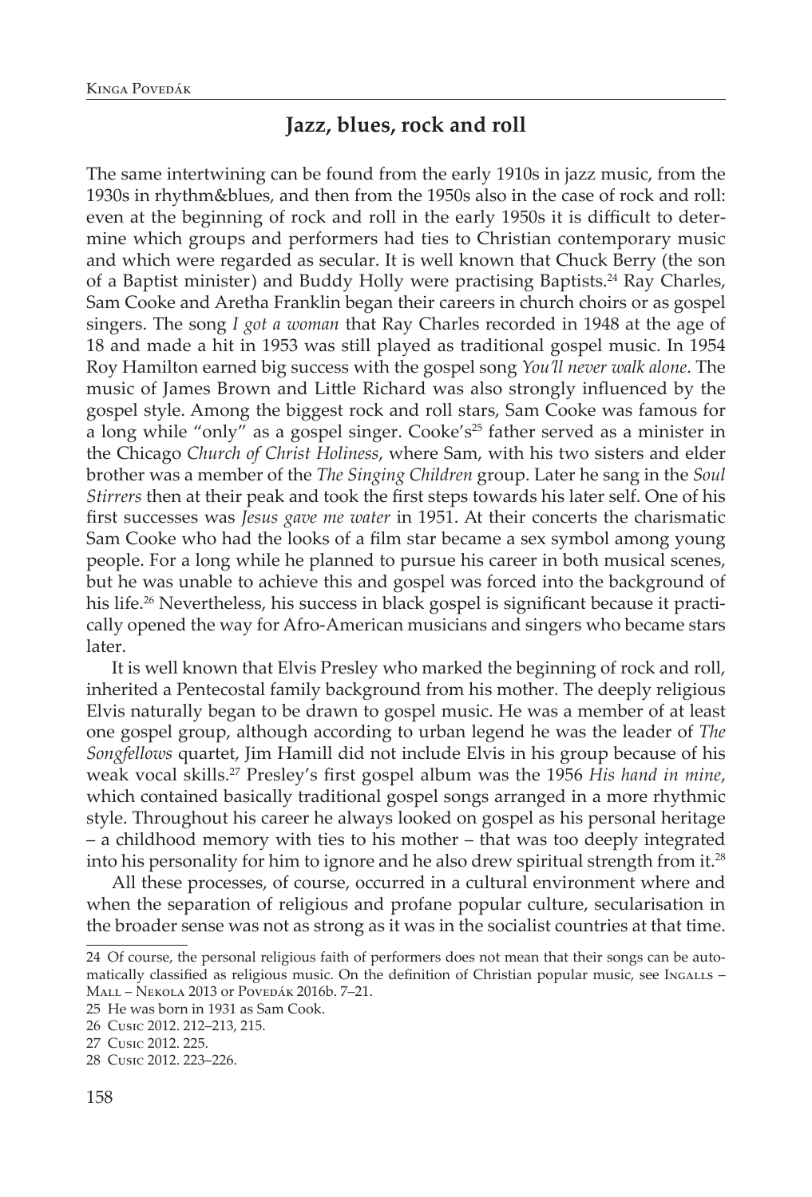## Jazz, blues, rock and roll

The same intertwining can be found from the early 1910s in jazz music, from the 1930s in rhythm&blues, and then from the 1950s also in the case of rock and roll: even at the beginning of rock and roll in the early 1950s it is difficult to determine which groups and performers had ties to Christian contemporary music and which were regarded as secular. It is well known that Chuck Berry (the son of a Baptist minister) and Buddy Holly were practising Baptists.[24] Ray Charles, Sam Cooke and Aretha Franklin began their careers in church choirs or as gospel singers. The song *I got a woman* that Ray Charles recorded in 1948 at the age of 18 and made a hit in 1953 was still played as traditional gospel music. In 1954 Roy Hamilton earned big success with the gospel song *You'll never walk alone*. The music of James Brown and Little Richard was also strongly influenced by the gospel style. Among the biggest rock and roll stars, Sam Cooke was famous for a long while "only" as a gospel singer. Cooke's[25] father served as a minister in the Chicago *Church of Christ Holiness*, where Sam, with his two sisters and elder brother was a member of the *The Singing Children* group. Later he sang in the *Soul Stirrers* then at their peak and took the first steps towards his later self. One of his first successes was *Jesus gave me water* in 1951. At their concerts the charismatic Sam Cooke who had the looks of a film star became a sex symbol among young people. For a long while he planned to pursue his career in both musical scenes, but he was unable to achieve this and gospel was forced into the background of his life.[26] Nevertheless, his success in black gospel is significant because it practically opened the way for Afro-American musicians and singers who became stars later.

It is well known that Elvis Presley who marked the beginning of rock and roll, inherited a Pentecostal family background from his mother. The deeply religious Elvis naturally began to be drawn to gospel music. He was a member of at least one gospel group, although according to urban legend he was the leader of *The Songfellows* quartet, Jim Hamill did not include Elvis in his group because of his weak vocal skills.[27] Presley's first gospel album was the 1956 *His hand in mine*, which contained basically traditional gospel songs arranged in a more rhythmic style. Throughout his career he always looked on gospel as his personal heritage – a childhood memory with ties to his mother – that was too deeply integrated into his personality for him to ignore and he also drew spiritual strength from it.[28]

All these processes, of course, occurred in a cultural environment where and when the separation of religious and profane popular culture, secularisation in the broader sense was not as strong as it was in the socialist countries at that time.

---

24 Of course, the personal religious faith of performers does not mean that their songs can be automatically classified as religious music. On the definition of Christian popular music, see Ingalls – Mall – Nekola 2013 or Povedák 2016b. 7–21.

25 He was born in 1931 as Sam Cook.

26 Cusic 2012. 212–213, 215.

27 Cusic 2012. 225.

28 Cusic 2012. 223–226.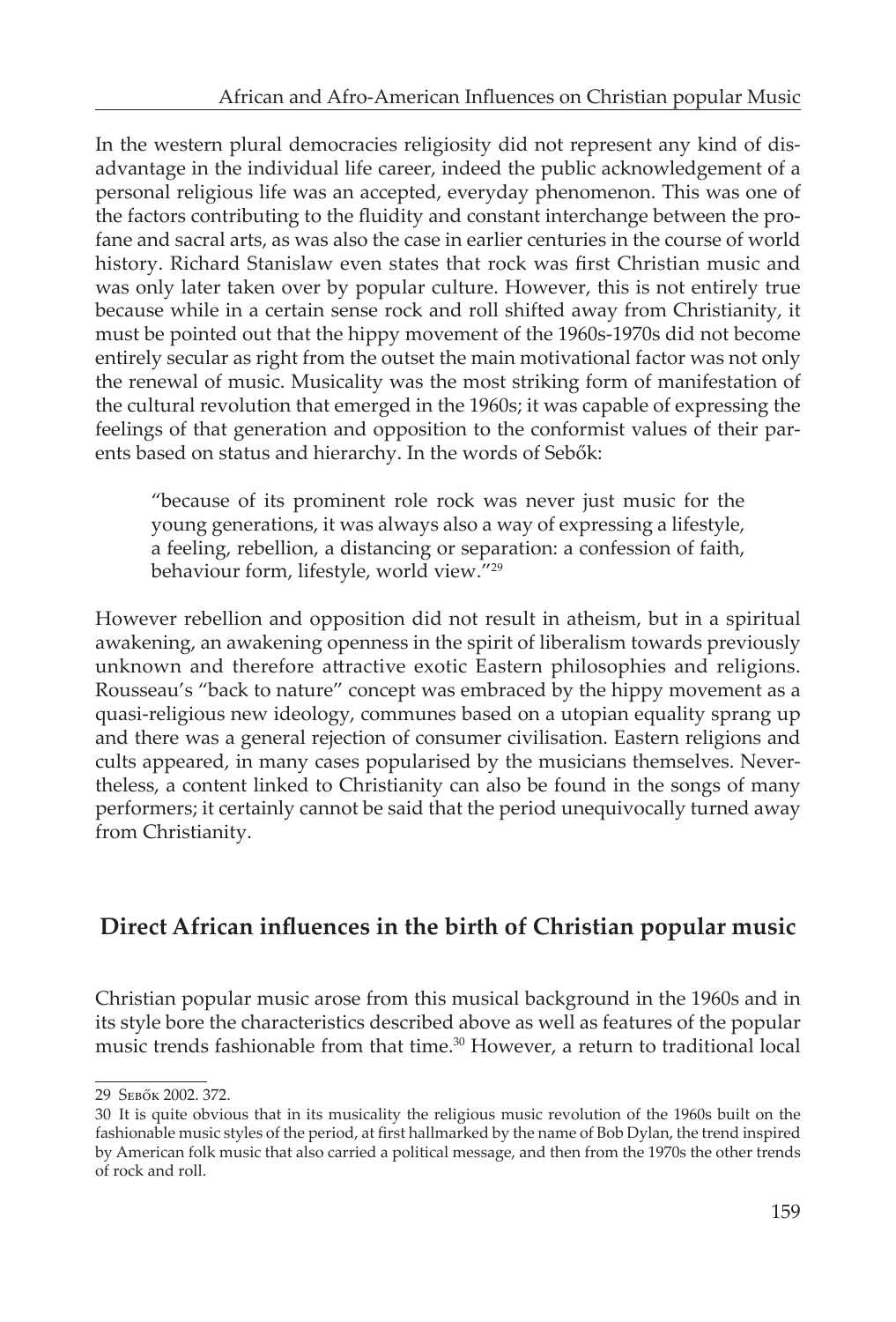In the western plural democracies religiosity did not represent any kind of disadvantage in the individual life career, indeed the public acknowledgement of a personal religious life was an accepted, everyday phenomenon. This was one of the factors contributing to the fluidity and constant interchange between the profane and sacral arts, as was also the case in earlier centuries in the course of world history. Richard Stanislaw even states that rock was first Christian music and was only later taken over by popular culture. However, this is not entirely true because while in a certain sense rock and roll shifted away from Christianity, it must be pointed out that the hippy movement of the 1960s-1970s did not become entirely secular as right from the outset the main motivational factor was not only the renewal of music. Musicality was the most striking form of manifestation of the cultural revolution that emerged in the 1960s; it was capable of expressing the feelings of that generation and opposition to the conformist values of their parents based on status and hierarchy. In the words of Sebők:

> "because of its prominent role rock was never just music for the young generations, it was always also a way of expressing a lifestyle, a feeling, rebellion, a distancing or separation: a confession of faith, behaviour form, lifestyle, world view."[29]

However rebellion and opposition did not result in atheism, but in a spiritual awakening, an awakening openness in the spirit of liberalism towards previously unknown and therefore attractive exotic Eastern philosophies and religions. Rousseau's "back to nature" concept was embraced by the hippy movement as a quasi-religious new ideology, communes based on a utopian equality sprang up and there was a general rejection of consumer civilisation. Eastern religions and cults appeared, in many cases popularised by the musicians themselves. Nevertheless, a content linked to Christianity can also be found in the songs of many performers; it certainly cannot be said that the period unequivocally turned away from Christianity.

## Direct African influences in the birth of Christian popular music

Christian popular music arose from this musical background in the 1960s and in its style bore the characteristics described above as well as features of the popular music trends fashionable from that time.[30] However, a return to traditional local

---

29 Sebők 2002. 372.

30 It is quite obvious that in its musicality the religious music revolution of the 1960s built on the fashionable music styles of the period, at first hallmarked by the name of Bob Dylan, the trend inspired by American folk music that also carried a political message, and then from the 1970s the other trends of rock and roll.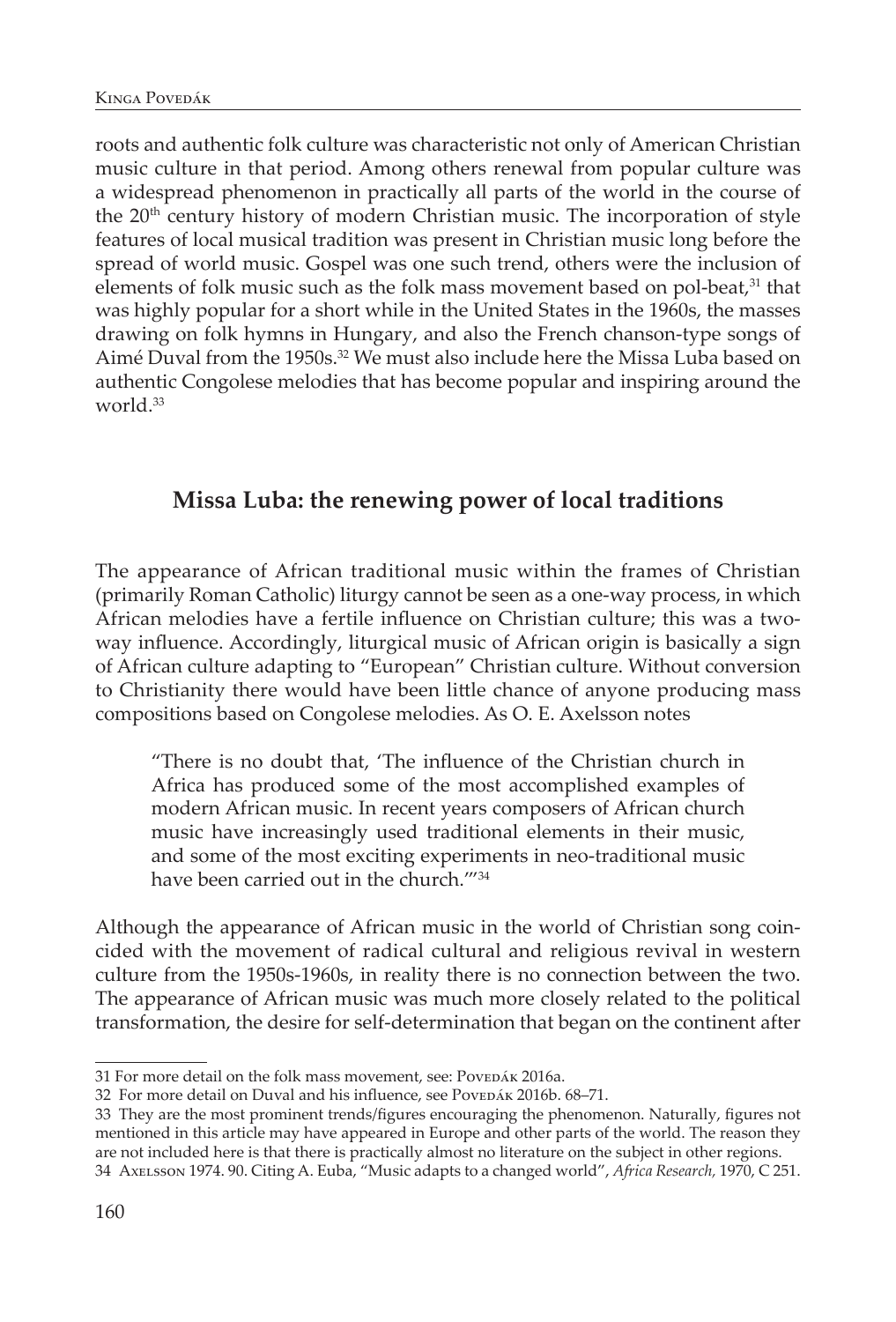roots and authentic folk culture was characteristic not only of American Christian music culture in that period. Among others renewal from popular culture was a widespread phenomenon in practically all parts of the world in the course of the 20th century history of modern Christian music. The incorporation of style features of local musical tradition was present in Christian music long before the spread of world music. Gospel was one such trend, others were the inclusion of elements of folk music such as the folk mass movement based on pol-beat,[31] that was highly popular for a short while in the United States in the 1960s, the masses drawing on folk hymns in Hungary, and also the French chanson-type songs of Aimé Duval from the 1950s.[32] We must also include here the Missa Luba based on authentic Congolese melodies that has become popular and inspiring around the world.[33]

## Missa Luba: the renewing power of local traditions

The appearance of African traditional music within the frames of Christian (primarily Roman Catholic) liturgy cannot be seen as a one-way process, in which African melodies have a fertile influence on Christian culture; this was a two-way influence. Accordingly, liturgical music of African origin is basically a sign of African culture adapting to "European" Christian culture. Without conversion to Christianity there would have been little chance of anyone producing mass compositions based on Congolese melodies. As O. E. Axelsson notes

> "There is no doubt that, 'The influence of the Christian church in Africa has produced some of the most accomplished examples of modern African music. In recent years composers of African church music have increasingly used traditional elements in their music, and some of the most exciting experiments in neo-traditional music have been carried out in the church.'"[34]

Although the appearance of African music in the world of Christian song coincided with the movement of radical cultural and religious revival in western culture from the 1950s-1960s, in reality there is no connection between the two. The appearance of African music was much more closely related to the political transformation, the desire for self-determination that began on the continent after

---

31 For more detail on the folk mass movement, see: Povedák 2016a.

32 For more detail on Duval and his influence, see Povedák 2016b. 68–71.

33 They are the most prominent trends/figures encouraging the phenomenon. Naturally, figures not mentioned in this article may have appeared in Europe and other parts of the world. The reason they are not included here is that there is practically almost no literature on the subject in other regions.

34 Axelsson 1974. 90. Citing A. Euba, "Music adapts to a changed world", *Africa Research*, 1970, C 251.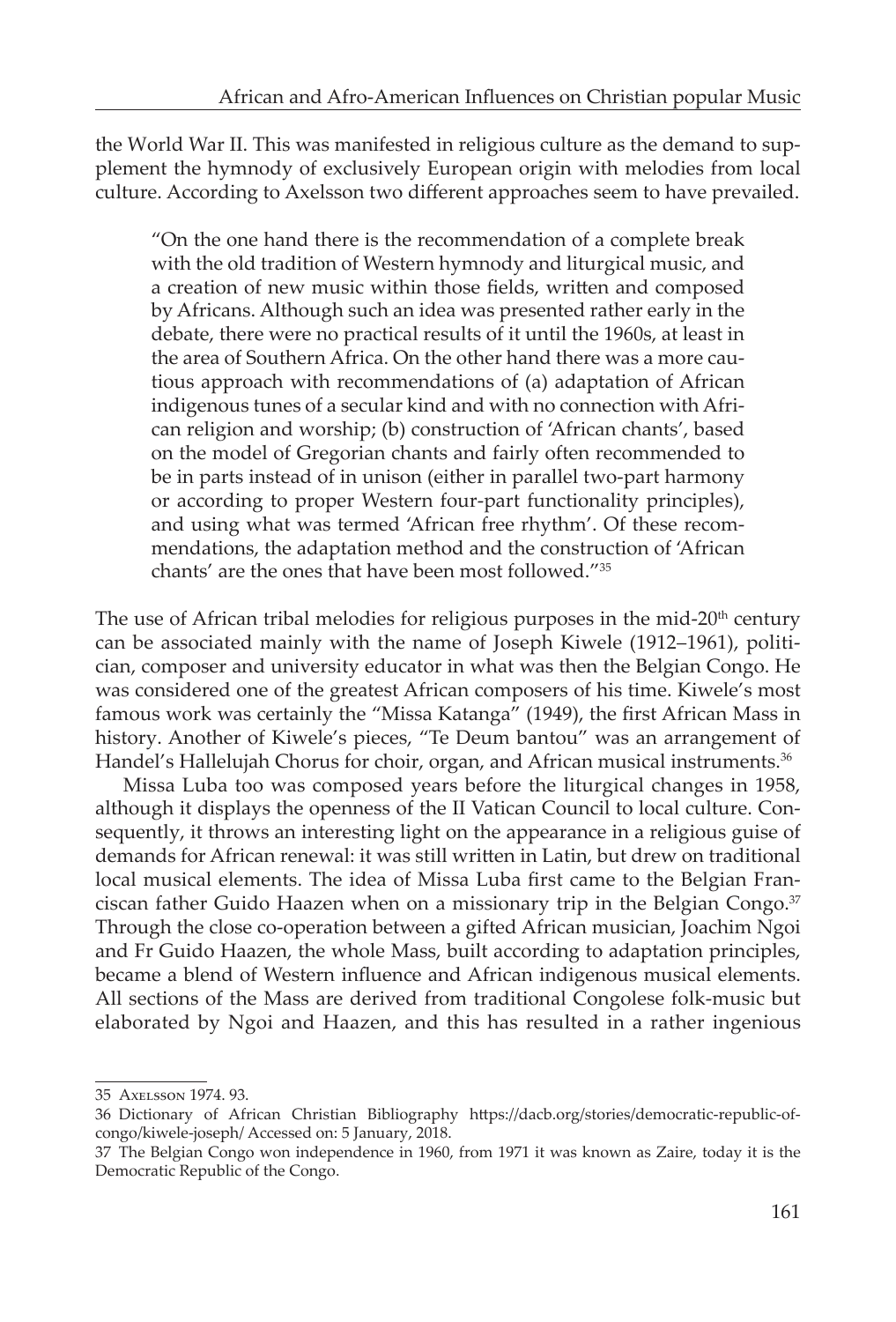the World War II. This was manifested in religious culture as the demand to supplement the hymnody of exclusively European origin with melodies from local culture. According to Axelsson two different approaches seem to have prevailed.

> "On the one hand there is the recommendation of a complete break with the old tradition of Western hymnody and liturgical music, and a creation of new music within those fields, written and composed by Africans. Although such an idea was presented rather early in the debate, there were no practical results of it until the 1960s, at least in the area of Southern Africa. On the other hand there was a more cautious approach with recommendations of (a) adaptation of African indigenous tunes of a secular kind and with no connection with African religion and worship; (b) construction of 'African chants', based on the model of Gregorian chants and fairly often recommended to be in parts instead of in unison (either in parallel two-part harmony or according to proper Western four-part functionality principles), and using what was termed 'African free rhythm'. Of these recommendations, the adaptation method and the construction of 'African chants' are the ones that have been most followed."[35]

The use of African tribal melodies for religious purposes in the mid-20th century can be associated mainly with the name of Joseph Kiwele (1912–1961), politician, composer and university educator in what was then the Belgian Congo. He was considered one of the greatest African composers of his time. Kiwele's most famous work was certainly the "Missa Katanga" (1949), the first African Mass in history. Another of Kiwele's pieces, "Te Deum bantou" was an arrangement of Handel's Hallelujah Chorus for choir, organ, and African musical instruments.[36]

Missa Luba too was composed years before the liturgical changes in 1958, although it displays the openness of the II Vatican Council to local culture. Consequently, it throws an interesting light on the appearance in a religious guise of demands for African renewal: it was still written in Latin, but drew on traditional local musical elements. The idea of Missa Luba first came to the Belgian Franciscan father Guido Haazen when on a missionary trip in the Belgian Congo.[37] Through the close co-operation between a gifted African musician, Joachim Ngoi and Fr Guido Haazen, the whole Mass, built according to adaptation principles, became a blend of Western influence and African indigenous musical elements. All sections of the Mass are derived from traditional Congolese folk-music but elaborated by Ngoi and Haazen, and this has resulted in a rather ingenious

---

35 Axelsson 1974. 93.

36 Dictionary of African Christian Bibliography https://dacb.org/stories/democratic-republic-of-congo/kiwele-joseph/ Accessed on: 5 January, 2018.

37 The Belgian Congo won independence in 1960, from 1971 it was known as Zaire, today it is the Democratic Republic of the Congo.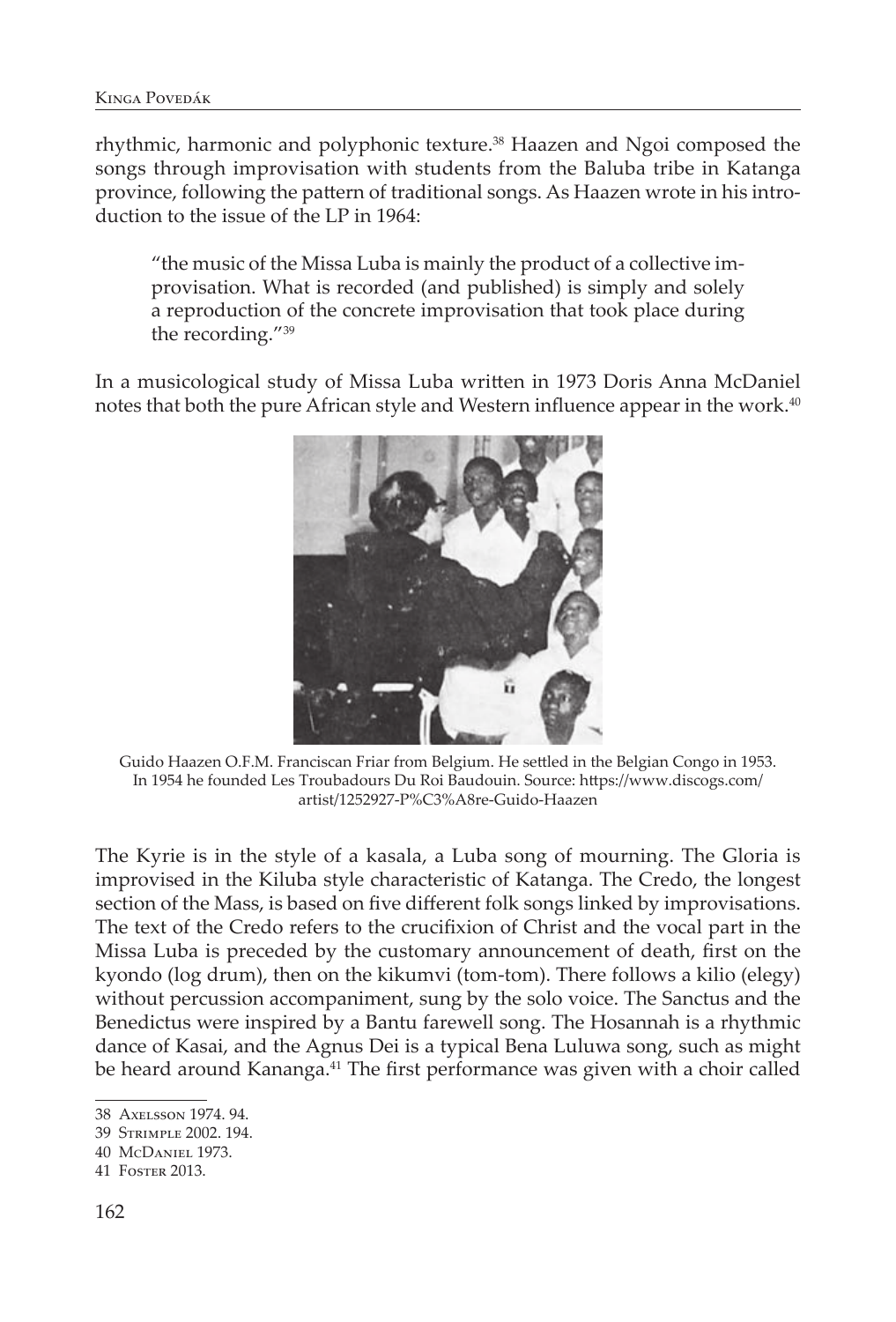rhythmic, harmonic and polyphonic texture.[38] Haazen and Ngoi composed the songs through improvisation with students from the Baluba tribe in Katanga province, following the pattern of traditional songs. As Haazen wrote in his introduction to the issue of the LP in 1964:

> "the music of the Missa Luba is mainly the product of a collective improvisation. What is recorded (and published) is simply and solely a reproduction of the concrete improvisation that took place during the recording."[39]

In a musicological study of Missa Luba written in 1973 Doris Anna McDaniel notes that both the pure African style and Western influence appear in the work.[40]

Guido Haazen O.F.M. Franciscan Friar from Belgium. He settled in the Belgian Congo in 1953. In 1954 he founded Les Troubadours Du Roi Baudouin. Source: https://www.discogs.com/artist/1252927-P%C3%A8re-Guido-Haazen

The Kyrie is in the style of a kasala, a Luba song of mourning. The Gloria is improvised in the Kiluba style characteristic of Katanga. The Credo, the longest section of the Mass, is based on five different folk songs linked by improvisations. The text of the Credo refers to the crucifixion of Christ and the vocal part in the Missa Luba is preceded by the customary announcement of death, first on the kyondo (log drum), then on the kikumvi (tom-tom). There follows a kilio (elegy) without percussion accompaniment, sung by the solo voice. The Sanctus and the Benedictus were inspired by a Bantu farewell song. The Hosannah is a rhythmic dance of Kasai, and the Agnus Dei is a typical Bena Luluwa song, such as might be heard around Kananga.[41] The first performance was given with a choir called

---

38 Axelsson 1974. 94.

39 Strimple 2002. 194.

40 McDaniel 1973.

41 Foster 2013.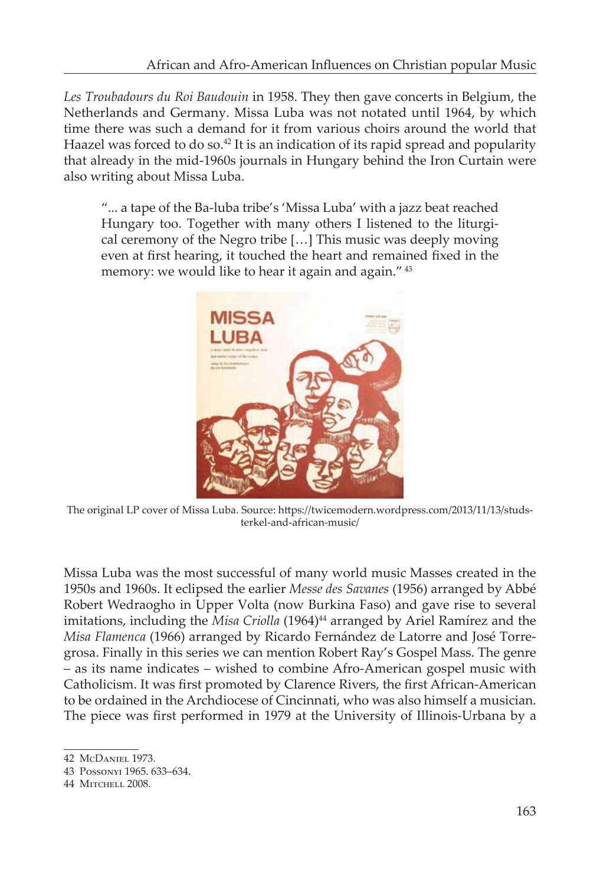*Les Troubadours du Roi Baudouin* in 1958. They then gave concerts in Belgium, the Netherlands and Germany. Missa Luba was not notated until 1964, by which time there was such a demand for it from various choirs around the world that Haazel was forced to do so.[42] It is an indication of its rapid spread and popularity that already in the mid-1960s journals in Hungary behind the Iron Curtain were also writing about Missa Luba.

> "... a tape of the Ba-luba tribe's 'Missa Luba' with a jazz beat reached Hungary too. Together with many others I listened to the liturgical ceremony of the Negro tribe […] This music was deeply moving even at first hearing, it touched the heart and remained fixed in the memory: we would like to hear it again and again." [43]

The original LP cover of Missa Luba. Source: https://twicemodern.wordpress.com/2013/11/13/studs-terkel-and-african-music/

Missa Luba was the most successful of many world music Masses created in the 1950s and 1960s. It eclipsed the earlier *Messe des Savanes* (1956) arranged by Abbé Robert Wedraogho in Upper Volta (now Burkina Faso) and gave rise to several imitations, including the *Misa Criolla* (1964)[44] arranged by Ariel Ramírez and the *Misa Flamenca* (1966) arranged by Ricardo Fernández de Latorre and José Torregrosa. Finally in this series we can mention Robert Ray's Gospel Mass. The genre – as its name indicates – wished to combine Afro-American gospel music with Catholicism. It was first promoted by Clarence Rivers, the first African-American to be ordained in the Archdiocese of Cincinnati, who was also himself a musician. The piece was first performed in 1979 at the University of Illinois-Urbana by a

42 McDaniel 1973.

43 Possonyi 1965. 633–634.

44 Mitchell 2008.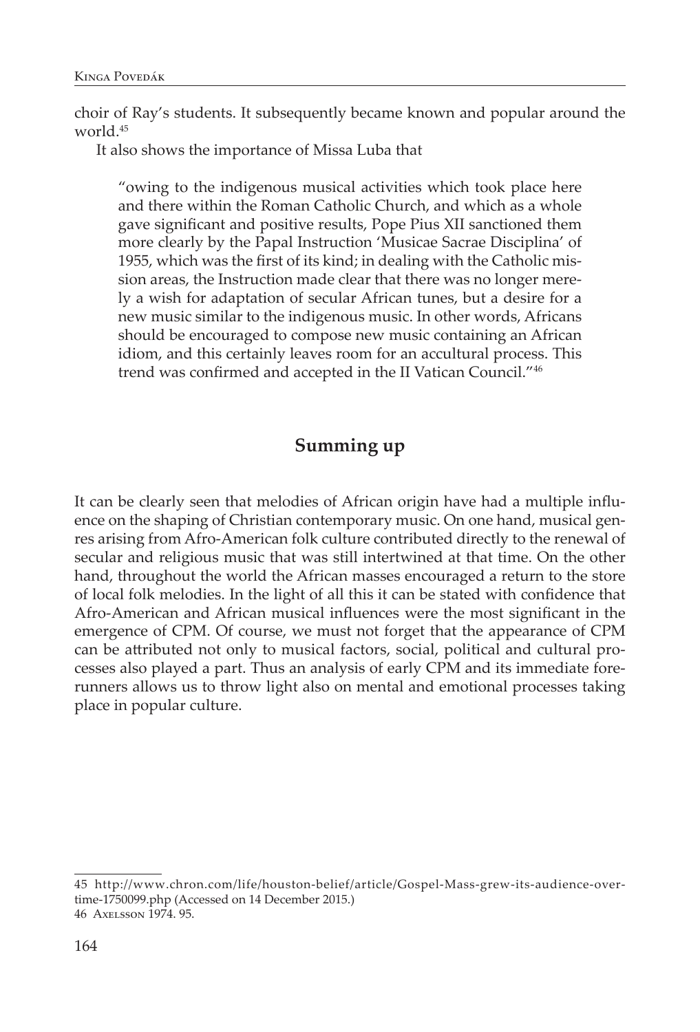choir of Ray's students. It subsequently became known and popular around the world.[45]

It also shows the importance of Missa Luba that

> "owing to the indigenous musical activities which took place here and there within the Roman Catholic Church, and which as a whole gave significant and positive results, Pope Pius XII sanctioned them more clearly by the Papal Instruction 'Musicae Sacrae Disciplina' of 1955, which was the first of its kind; in dealing with the Catholic mission areas, the Instruction made clear that there was no longer merely a wish for adaptation of secular African tunes, but a desire for a new music similar to the indigenous music. In other words, Africans should be encouraged to compose new music containing an African idiom, and this certainly leaves room for an accultural process. This trend was confirmed and accepted in the II Vatican Council."[46]

## Summing up

It can be clearly seen that melodies of African origin have had a multiple influence on the shaping of Christian contemporary music. On one hand, musical genres arising from Afro-American folk culture contributed directly to the renewal of secular and religious music that was still intertwined at that time. On the other hand, throughout the world the African masses encouraged a return to the store of local folk melodies. In the light of all this it can be stated with confidence that Afro-American and African musical influences were the most significant in the emergence of CPM. Of course, we must not forget that the appearance of CPM can be attributed not only to musical factors, social, political and cultural processes also played a part. Thus an analysis of early CPM and its immediate forerunners allows us to throw light also on mental and emotional processes taking place in popular culture.

---

45 http://www.chron.com/life/houston-belief/article/Gospel-Mass-grew-its-audience-over-time-1750099.php (Accessed on 14 December 2015.)

46 Axelsson 1974. 95.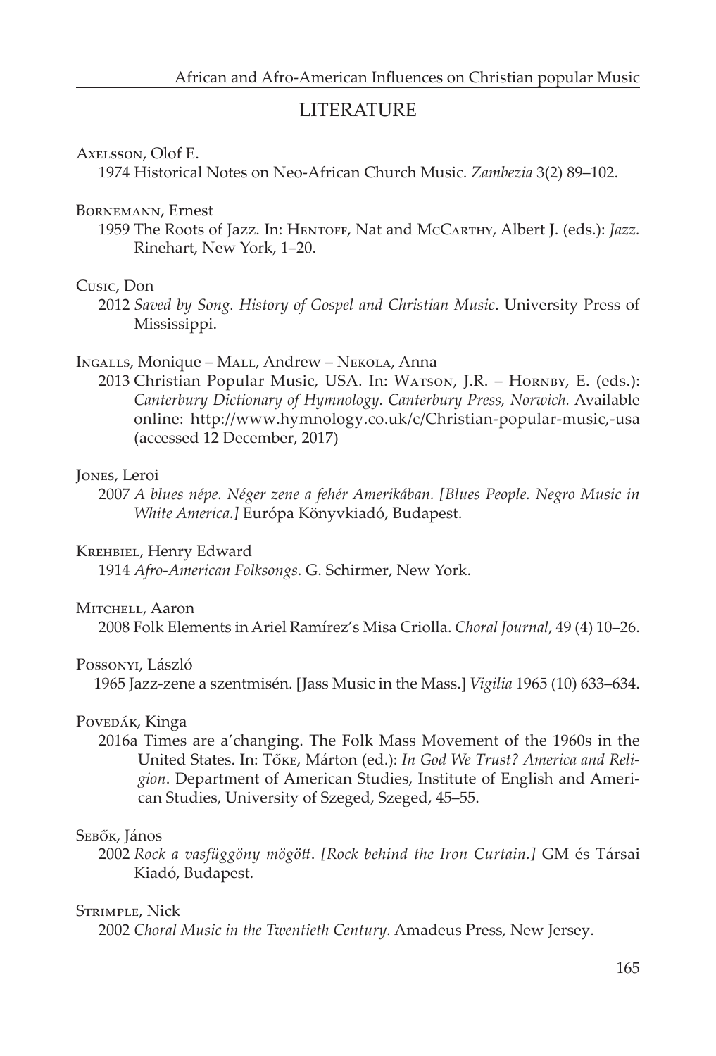## LITERATURE

Axelsson, Olof E.
1974 Historical Notes on Neo-African Church Music. *Zambezia* 3(2) 89–102.

Bornemann, Ernest
1959 The Roots of Jazz. In: Hentoff, Nat and McCarthy, Albert J. (eds.): *Jazz.* Rinehart, New York, 1–20.

Cusic, Don
2012 *Saved by Song. History of Gospel and Christian Music*. University Press of Mississippi.

Ingalls, Monique – Mall, Andrew – Nekola, Anna
2013 Christian Popular Music, USA. In: Watson, J.R. – Hornby, E. (eds.): *Canterbury Dictionary of Hymnology. Canterbury Press, Norwich.* Available online: http://www.hymnology.co.uk/c/Christian-popular-music,-usa (accessed 12 December, 2017)

Jones, Leroi
2007 *A blues népe. Néger zene a fehér Amerikában. [Blues People. Negro Music in White America.]* Európa Könyvkiadó, Budapest.

Krehbiel, Henry Edward
1914 *Afro-American Folksongs*. G. Schirmer, New York.

Mitchell, Aaron
2008 Folk Elements in Ariel Ramírez's Misa Criolla. *Choral Journal*, 49 (4) 10–26.

Possonyi, László
1965 Jazz-zene a szentmisén. [Jass Music in the Mass.] *Vigilia* 1965 (10) 633–634.

Povedák, Kinga
2016a Times are a'changing. The Folk Mass Movement of the 1960s in the United States. In: Tőke, Márton (ed.): *In God We Trust? America and Religion*. Department of American Studies, Institute of English and American Studies, University of Szeged, Szeged, 45–55.

Sebők, János
2002 *Rock a vasfüggöny mögött. [Rock behind the Iron Curtain.]* GM és Társai Kiadó, Budapest.

Strimple, Nick
2002 *Choral Music in the Twentieth Century.* Amadeus Press, New Jersey.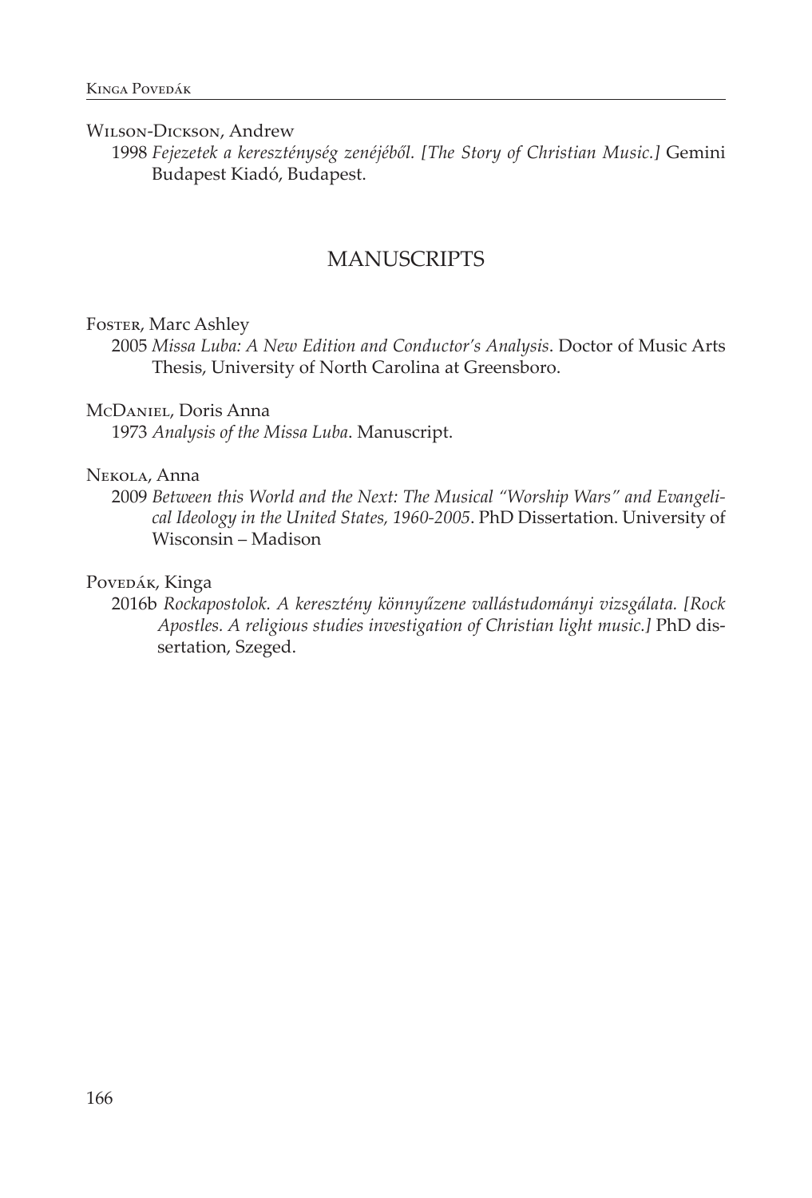Wilson-Dickson, Andrew

1998 *Fejezetek a kereszténység zenéjéből. [The Story of Christian Music.]* Gemini Budapest Kiadó, Budapest.

## MANUSCRIPTS

Foster, Marc Ashley

2005 *Missa Luba: A New Edition and Conductor's Analysis*. Doctor of Music Arts Thesis, University of North Carolina at Greensboro.

McDaniel, Doris Anna

1973 *Analysis of the Missa Luba*. Manuscript.

Nekola, Anna

2009 *Between this World and the Next: The Musical "Worship Wars" and Evangelical Ideology in the United States, 1960-2005*. PhD Dissertation. University of Wisconsin – Madison

Povedák, Kinga

2016b *Rockapostolok. A keresztény könnyűzene vallástudományi vizsgálata. [Rock Apostles. A religious studies investigation of Christian light music.]* PhD dissertation, Szeged.